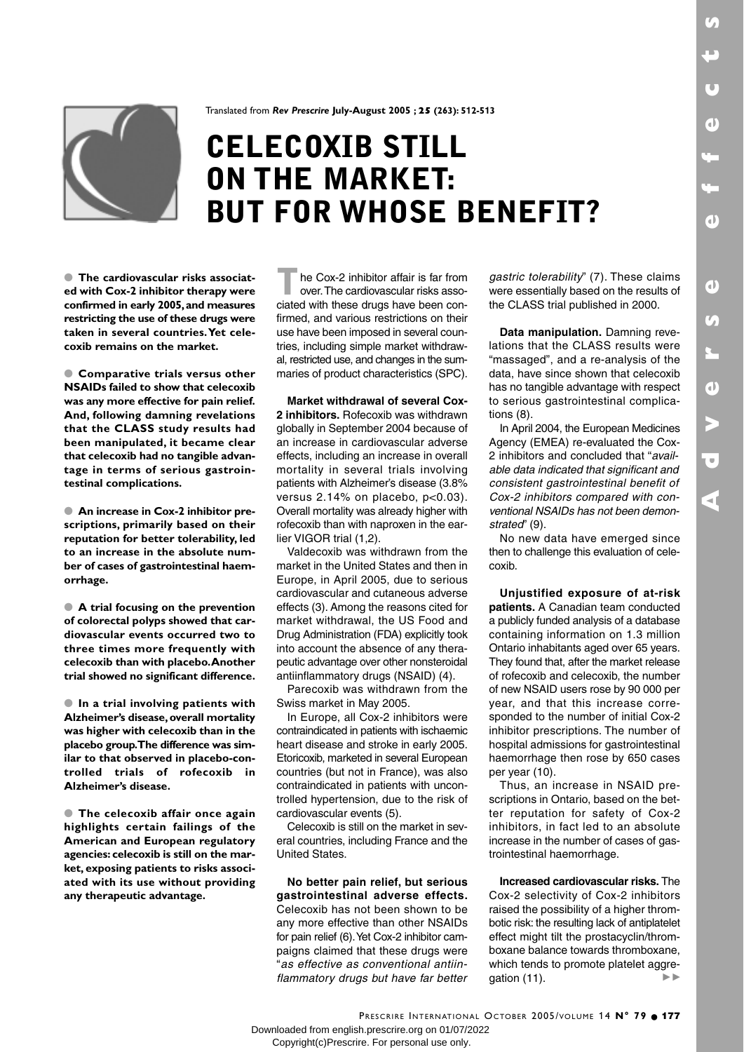Translated from *Rev Prescrire* July-August 2005 ; 25 (263): 512-513

# CELECOXIB STILL ON THE MARKET: BUT FOR WHOSE BENEFIT?

- **The cardiovascular risks associated with Cox-2 inhibitor therapy were confirmed in early 2005, and measures restricting the use of these drugs were taken in several countries. Yet celecoxib remains on the market.**

- **Comparative trials versus other NSAIDs failed to show that celecoxib was any more effective for pain relief. And, following damning revelations that the CLASS study results had been manipulated, it became clear that celecoxib had no tangible advantage in terms of serious gastrointestinal complications.**

- **An increase in Cox-2 inhibitor prescriptions, primarily based on their reputation for better tolerability, led to an increase in the absolute number of cases of gastrointestinal haemorrhage.**

- **A trial focusing on the prevention of colorectal polyps showed that cardiovascular events occurred two to three times more frequently with celecoxib than with placebo. Another trial showed no significant difference.**

- **In a trial involving patients with Alzheimer's disease, overall mortality was higher with celecoxib than in the placebo group. The difference was similar to that observed in placebo-controlled trials of rofecoxib in Alzheimer's disease.**

- **The celecoxib affair once again highlights certain failings of the American and European regulatory agencies: celecoxib is still on the market, exposing patients to risks associated with its use without providing any therapeutic advantage.**

The Cox-2 inhibitor affair is far from over. The cardiovascular risks associated with these drugs have been confirmed, and various restrictions on their use have been imposed in several countries, including simple market withdrawal, restricted use, and changes in the summaries of product characteristics (SPC).

**Market withdrawal of several Cox-2 inhibitors.** Rofecoxib was withdrawn globally in September 2004 because of an increase in cardiovascular adverse effects, including an increase in overall mortality in several trials involving patients with Alzheimer's disease (3.8% versus 2.14% on placebo, $p<0.03$). Overall mortality was already higher with rofecoxib than with naproxen in the earlier VIGOR trial (1,2).

Valdecoxib was withdrawn from the market in the United States and then in Europe, in April 2005, due to serious cardiovascular and cutaneous adverse effects (3). Among the reasons cited for market withdrawal, the US Food and Drug Administration (FDA) explicitly took into account the absence of any therapeutic advantage over other nonsteroidal antiinflammatory drugs (NSAID) (4).

Parecoxib was withdrawn from the Swiss market in May 2005.

In Europe, all Cox-2 inhibitors were contraindicated in patients with ischaemic heart disease and stroke in early 2005. Etoricoxib, marketed in several European countries (but not in France), was also contraindicated in patients with uncontrolled hypertension, due to the risk of cardiovascular events (5).

Celecoxib is still on the market in several countries, including France and the United States.

**No better pain relief, but serious gastrointestinal adverse effects.** Celecoxib has not been shown to be any more effective than other NSAIDs for pain relief (6). Yet Cox-2 inhibitor campaigns claimed that these drugs were "*as effective as conventional antiinflammatory drugs but have far better gastric tolerability*" (7). These claims were essentially based on the results of the CLASS trial published in 2000.

**Data manipulation.** Damning revelations that the CLASS results were "massaged", and a re-analysis of the data, have since shown that celecoxib has no tangible advantage with respect to serious gastrointestinal complications (8).

In April 2004, the European Medicines Agency (EMEA) re-evaluated the Cox-2 inhibitors and concluded that "*available data indicated that significant and consistent gastrointestinal benefit of Cox-2 inhibitors compared with conventional NSAIDs has not been demonstrated*" (9).

No new data have emerged since then to challenge this evaluation of celecoxib.

**Unjustified exposure of at-risk patients.** A Canadian team conducted a publicly funded analysis of a database containing information on 1.3 million Ontario inhabitants aged over 65 years. They found that, after the market release of rofecoxib and celecoxib, the number of new NSAID users rose by 90 000 per year, and that this increase corresponded to the number of initial Cox-2 inhibitor prescriptions. The number of hospital admissions for gastrointestinal haemorrhage then rose by 650 cases per year (10).

Thus, an increase in NSAID prescriptions in Ontario, based on the better reputation for safety of Cox-2 inhibitors, in fact led to an absolute increase in the number of cases of gastrointestinal haemorrhage.

**Increased cardiovascular risks.** The Cox-2 selectivity of Cox-2 inhibitors raised the possibility of a higher thrombotic risk: the resulting lack of antiplatelet effect might tilt the prostacyclin/thromboxane balance towards thromboxane, which tends to promote platelet aggregation (11).

Downloaded from english.prescrire.org on 01/07/2022
Copyright(c)Prescrire. For personal use only.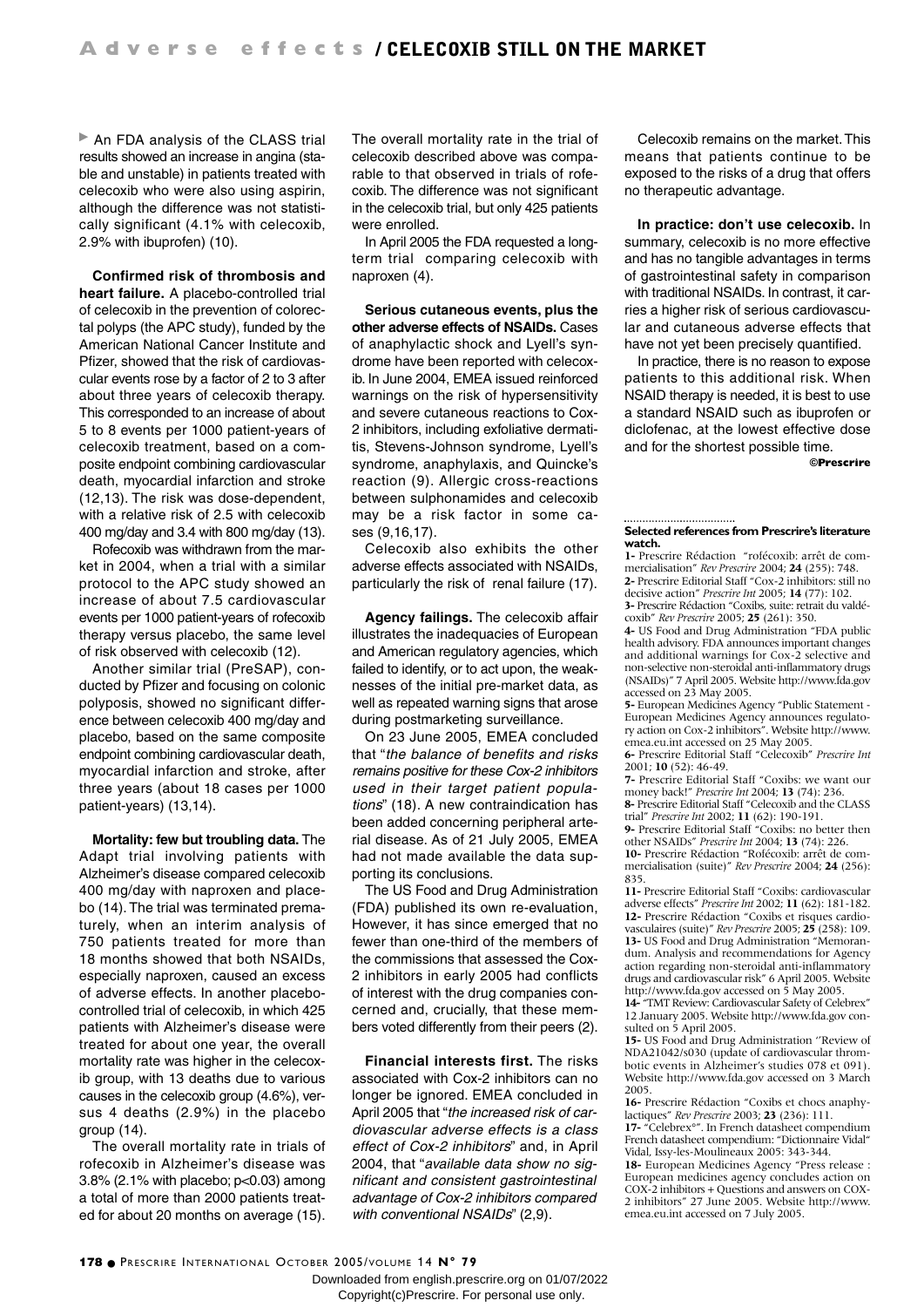▶ An FDA analysis of the CLASS trial results showed an increase in angina (stable and unstable) in patients treated with celecoxib who were also using aspirin, although the difference was not statistically significant (4.1% with celecoxib, 2.9% with ibuprofen) (10).

**Confirmed risk of thrombosis and heart failure.** A placebo-controlled trial of celecoxib in the prevention of colorectal polyps (the APC study), funded by the American National Cancer Institute and Pfizer, showed that the risk of cardiovascular events rose by a factor of 2 to 3 after about three years of celecoxib therapy. This corresponded to an increase of about 5 to 8 events per 1000 patient-years of celecoxib treatment, based on a composite endpoint combining cardiovascular death, myocardial infarction and stroke (12,13). The risk was dose-dependent, with a relative risk of 2.5 with celecoxib 400 mg/day and 3.4 with 800 mg/day (13).

Rofecoxib was withdrawn from the market in 2004, when a trial with a similar protocol to the APC study showed an increase of about 7.5 cardiovascular events per 1000 patient-years of rofecoxib therapy versus placebo, the same level of risk observed with celecoxib (12).

Another similar trial (PreSAP), conducted by Pfizer and focusing on colonic polyposis, showed no significant difference between celecoxib 400 mg/day and placebo, based on the same composite endpoint combining cardiovascular death, myocardial infarction and stroke, after three years (about 18 cases per 1000 patient-years) (13,14).

**Mortality: few but troubling data.** The Adapt trial involving patients with Alzheimer's disease compared celecoxib 400 mg/day with naproxen and placebo (14). The trial was terminated prematurely, when an interim analysis of 750 patients treated for more than 18 months showed that both NSAIDs, especially naproxen, caused an excess of adverse effects. In another placebo-controlled trial of celecoxib, in which 425 patients with Alzheimer's disease were treated for about one year, the overall mortality rate was higher in the celecoxib group, with 13 deaths due to various causes in the celecoxib group (4.6%), versus 4 deaths (2.9%) in the placebo group (14).

The overall mortality rate in trials of rofecoxib in Alzheimer's disease was 3.8% (2.1% with placebo; p<0.03) among a total of more than 2000 patients treated for about 20 months on average (15). The overall mortality rate in the trial of celecoxib described above was comparable to that observed in trials of rofecoxib. The difference was not significant in the celecoxib trial, but only 425 patients were enrolled.

In April 2005 the FDA requested a long-term trial comparing celecoxib with naproxen (4).

**Serious cutaneous events, plus the other adverse effects of NSAIDs.** Cases of anaphylactic shock and Lyell's syndrome have been reported with celecoxib. In June 2004, EMEA issued reinforced warnings on the risk of hypersensitivity and severe cutaneous reactions to Cox-2 inhibitors, including exfoliative dermatitis, Stevens-Johnson syndrome, Lyell's syndrome, anaphylaxis, and Quincke's reaction (9). Allergic cross-reactions between sulphonamides and celecoxib may be a risk factor in some cases (9,16,17).

Celecoxib also exhibits the other adverse effects associated with NSAIDs, particularly the risk of renal failure (17).

**Agency failings.** The celecoxib affair illustrates the inadequacies of European and American regulatory agencies, which failed to identify, or to act upon, the weaknesses of the initial pre-market data, as well as repeated warning signs that arose during postmarketing surveillance.

On 23 June 2005, EMEA concluded that "*the balance of benefits and risks remains positive for these Cox-2 inhibitors used in their target patient populations*" (18). A new contraindication has been added concerning peripheral arterial disease. As of 21 July 2005, EMEA had not made available the data supporting its conclusions.

The US Food and Drug Administration (FDA) published its own re-evaluation, However, it has since emerged that no fewer than one-third of the members of the commissions that assessed the Cox-2 inhibitors in early 2005 had conflicts of interest with the drug companies concerned and, crucially, that these members voted differently from their peers (2).

**Financial interests first.** The risks associated with Cox-2 inhibitors can no longer be ignored. EMEA concluded in April 2005 that "*the increased risk of cardiovascular adverse effects is a class effect of Cox-2 inhibitors*" and, in April 2004, that "*available data show no significant and consistent gastrointestinal advantage of Cox-2 inhibitors compared with conventional NSAIDs*" (2,9).

Celecoxib remains on the market. This means that patients continue to be exposed to the risks of a drug that offers no therapeutic advantage.

**In practice: don't use celecoxib.** In summary, celecoxib is no more effective and has no tangible advantages in terms of gastrointestinal safety in comparison with traditional NSAIDs. In contrast, it carries a higher risk of serious cardiovascular and cutaneous adverse effects that have not yet been precisely quantified.

In practice, there is no reason to expose patients to this additional risk. When NSAID therapy is needed, it is best to use a standard NSAID such as ibuprofen or diclofenac, at the lowest effective dose and for the shortest possible time.

**©Prescrire**

**Selected references from Prescrire's literature watch.**

1- Prescrire Rédaction "rofécoxib: arrêt de commercialisation" *Rev Prescrire* 2004; **24** (255): 748.

2- Prescrire Editorial Staff "Cox-2 inhibitors: still no decisive action" *Prescrire Int* 2005; **14** (77): 102.

3- Prescrire Rédaction "Coxibs, suite: retrait du valdécoxib" *Rev Prescrire* 2005; **25** (261): 350.

4- US Food and Drug Administration "FDA public health advisory. FDA announces important changes and additional warnings for Cox-2 selective and non-selective non-steroidal anti-inflammatory drugs (NSAIDs)" 7 April 2005. Website http://www.fda.gov accessed on 23 May 2005.

5- European Medicines Agency "Public Statement - European Medicines Agency announces regulatory action on Cox-2 inhibitors". Website http://www.emea.eu.int accessed on 25 May 2005.

6- Prescrire Editorial Staff "Celecoxib" *Prescrire Int* 2001; **10** (52): 46-49.

7- Prescrire Editorial Staff "Coxibs: we want our money back!" *Prescrire Int* 2004; **13** (74): 236.

8- Prescrire Editorial Staff "Celecoxib and the CLASS trial" *Prescrire Int* 2002; **11** (62): 190-191.

9- Prescrire Editorial Staff "Coxibs: no better then other NSAIDs" *Prescrire Int* 2004; **13** (74): 226.

10- Prescrire Rédaction "Rofécoxib: arrêt de commercialisation (suite)" *Rev Prescrire* 2004; **24** (256): 835.

11- Prescrire Editorial Staff "Coxibs: cardiovascular adverse effects" *Prescrire Int* 2002; **11** (62): 181-182.

12- Prescrire Rédaction "Coxibs et risques cardiovasculaires (suite)" *Rev Prescrire* 2005; **25** (258): 109.

13- US Food and Drug Administration "Memorandum. Analysis and recommendations for Agency action regarding non-steroidal anti-inflammatory drugs and cardiovascular risk" 6 April 2005. Website http://www.fda.gov accessed on 5 May 2005.

14- "TMT Review: Cardiovascular Safety of Celebrex" 12 January 2005. Website http://www.fda.gov consulted on 5 April 2005.

15- US Food and Drug Administration "Review of NDA21042/s030 (update of cardiovascular thrombotic events in Alzheimer's studies 078 et 091). Website http://www.fda.gov accessed on 3 March 2005.

16- Prescrire Rédaction "Coxibs et chocs anaphylactiques" *Rev Prescrire* 2003; **23** (236): 111.

17- "Celebrex°". In French datasheet compendium French datasheet compendium: "Dictionnaire Vidal" Vidal, Issy-les-Moulineaux 2005: 343-344.

18- European Medicines Agency "Press release : European medicines agency concludes action on COX-2 inhibitors + Questions and answers on COX-2 inhibitors" 27 June 2005. Website http://www.emea.eu.int accessed on 7 July 2005.